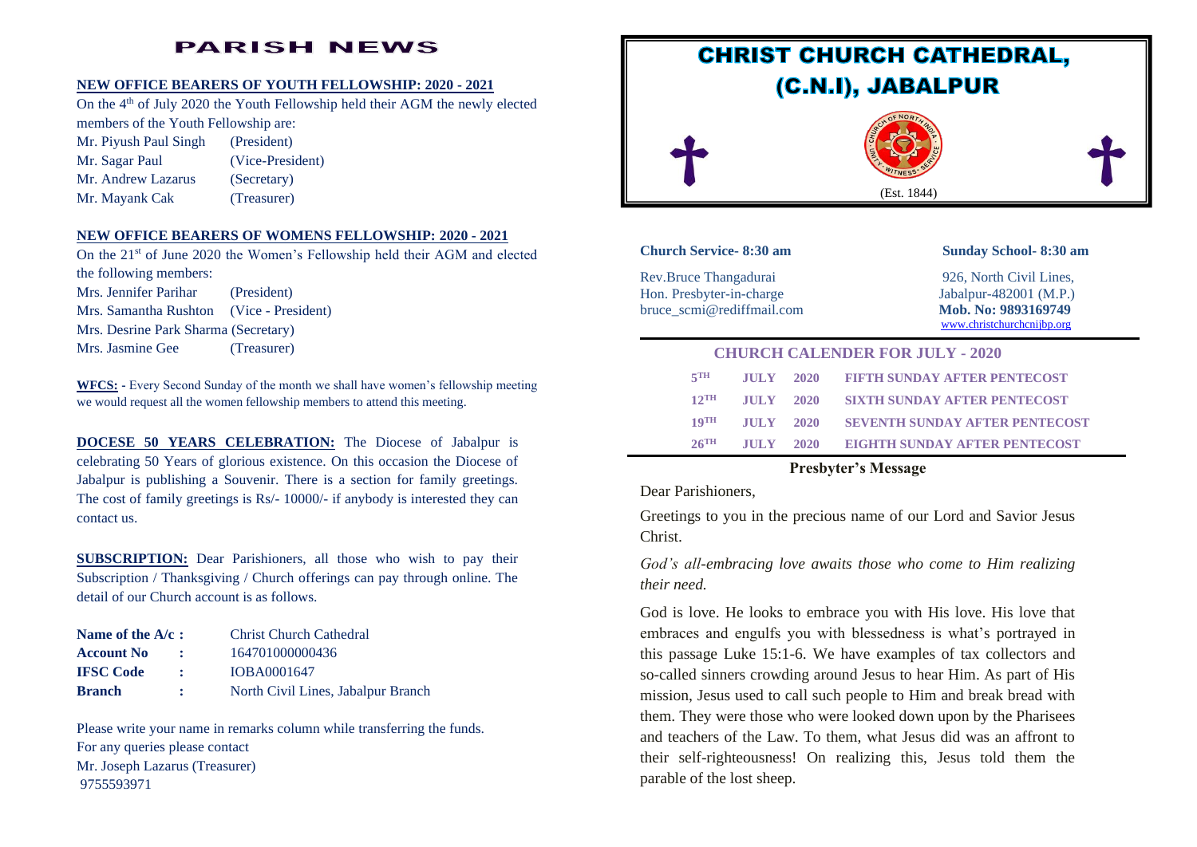# PARISH NEWS

**NEW OFFICE BEARERS OF YOUTH FELLOWSHIP: 2020 - 2021**

On the 4th of July 2020 the Youth Fellowship held their AGM the newly elected members of the Youth Fellowship are:

Mr. Piyush Paul Singh (President)
Mr. Sagar Paul (Vice-President)
Mr. Andrew Lazarus (Secretary)
Mr. Mayank Cak (Treasurer)

**NEW OFFICE BEARERS OF WOMENS FELLOWSHIP: 2020 - 2021**

On the 21st of June 2020 the Women's Fellowship held their AGM and elected the following members:

Mrs. Jennifer Parihar (President)
Mrs. Samantha Rushton (Vice - President)
Mrs. Desrine Park Sharma (Secretary)
Mrs. Jasmine Gee (Treasurer)

**WFCS: -** Every Second Sunday of the month we shall have women's fellowship meeting we would request all the women fellowship members to attend this meeting.

**DOCESE 50 YEARS CELEBRATION:** The Diocese of Jabalpur is celebrating 50 Years of glorious existence. On this occasion the Diocese of Jabalpur is publishing a Souvenir. There is a section for family greetings. The cost of family greetings is Rs/- 10000/- if anybody is interested they can contact us.

**SUBSCRIPTION:** Dear Parishioners, all those who wish to pay their Subscription / Thanksgiving / Church offerings can pay through online. The detail of our Church account is as follows.

| | | |
|---|---|---|
| **Name of the A/c :** | | Christ Church Cathedral |
| **Account No** | **:** | 164701000000436 |
| **IFSC Code** | **:** | IOBA0001647 |
| **Branch** | **:** | North Civil Lines, Jabalpur Branch |

Please write your name in remarks column while transferring the funds.
For any queries please contact
Mr. Joseph Lazarus (Treasurer)
9755593971

# CHRIST CHURCH CATHEDRAL, (C.N.I), JABALPUR

(Est. 1844)

**Church Service- 8:30 am**

**Sunday School- 8:30 am**

Rev.Bruce Thangadurai
Hon. Presbyter-in-charge
bruce_scmi@rediffmail.com

926, North Civil Lines,
Jabalpur-482001 (M.P.)
**Mob. No: 9893169749**
www.christchurchcnijbp.org

## CHURCH CALENDER FOR JULY - 2020

| | | | |
|---|---|---|---|
| 5TH | JULY | 2020 | FIFTH SUNDAY AFTER PENTECOST |
| 12TH | JULY | 2020 | SIXTH SUNDAY AFTER PENTECOST |
| 19TH | JULY | 2020 | SEVENTH SUNDAY AFTER PENTECOST |
| 26TH | JULY | 2020 | EIGHTH SUNDAY AFTER PENTECOST |

## Presbyter's Message

Dear Parishioners,

Greetings to you in the precious name of our Lord and Savior Jesus Christ.

*God's all-embracing love awaits those who come to Him realizing their need.*

God is love. He looks to embrace you with His love. His love that embraces and engulfs you with blessedness is what's portrayed in this passage Luke 15:1-6. We have examples of tax collectors and so-called sinners crowding around Jesus to hear Him. As part of His mission, Jesus used to call such people to Him and break bread with them. They were those who were looked down upon by the Pharisees and teachers of the Law. To them, what Jesus did was an affront to their self-righteousness! On realizing this, Jesus told them the parable of the lost sheep.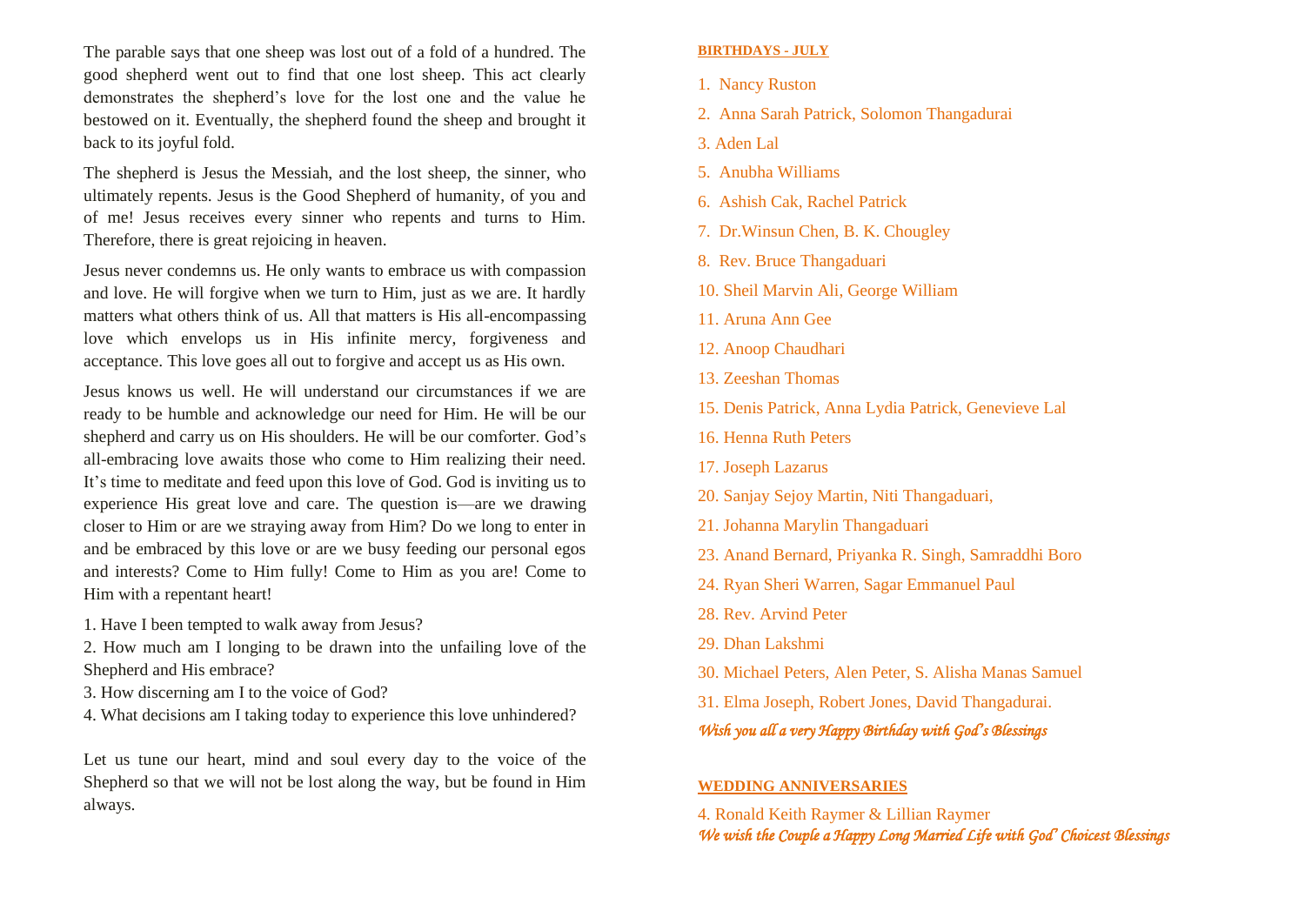The parable says that one sheep was lost out of a fold of a hundred. The good shepherd went out to find that one lost sheep. This act clearly demonstrates the shepherd's love for the lost one and the value he bestowed on it. Eventually, the shepherd found the sheep and brought it back to its joyful fold.

The shepherd is Jesus the Messiah, and the lost sheep, the sinner, who ultimately repents. Jesus is the Good Shepherd of humanity, of you and of me! Jesus receives every sinner who repents and turns to Him. Therefore, there is great rejoicing in heaven.

Jesus never condemns us. He only wants to embrace us with compassion and love. He will forgive when we turn to Him, just as we are. It hardly matters what others think of us. All that matters is His all-encompassing love which envelops us in His infinite mercy, forgiveness and acceptance. This love goes all out to forgive and accept us as His own.

Jesus knows us well. He will understand our circumstances if we are ready to be humble and acknowledge our need for Him. He will be our shepherd and carry us on His shoulders. He will be our comforter. God's all-embracing love awaits those who come to Him realizing their need. It's time to meditate and feed upon this love of God. God is inviting us to experience His great love and care. The question is—are we drawing closer to Him or are we straying away from Him? Do we long to enter in and be embraced by this love or are we busy feeding our personal egos and interests? Come to Him fully! Come to Him as you are! Come to Him with a repentant heart!

1. Have I been tempted to walk away from Jesus?
2. How much am I longing to be drawn into the unfailing love of the Shepherd and His embrace?
3. How discerning am I to the voice of God?
4. What decisions am I taking today to experience this love unhindered?

Let us tune our heart, mind and soul every day to the voice of the Shepherd so that we will not be lost along the way, but be found in Him always.

## BIRTHDAYS - JULY

1. Nancy Ruston
2. Anna Sarah Patrick, Solomon Thangadurai
3. Aden Lal
5. Anubha Williams
6. Ashish Cak, Rachel Patrick
7. Dr.Winsun Chen, B. K. Chougley
8. Rev. Bruce Thangaduari
10. Sheil Marvin Ali, George William
11. Aruna Ann Gee
12. Anoop Chaudhari
13. Zeeshan Thomas
15. Denis Patrick, Anna Lydia Patrick, Genevieve Lal
16. Henna Ruth Peters
17. Joseph Lazarus
20. Sanjay Sejoy Martin, Niti Thangaduari,
21. Johanna Marylin Thangaduari
23. Anand Bernard, Priyanka R. Singh, Samraddhi Boro
24. Ryan Sheri Warren, Sagar Emmanuel Paul
28. Rev. Arvind Peter
29. Dhan Lakshmi
30. Michael Peters, Alen Peter, S. Alisha Manas Samuel
31. Elma Joseph, Robert Jones, David Thangadurai.

*Wish you all a very Happy Birthday with God's Blessings*

## WEDDING ANNIVERSARIES

4. Ronald Keith Raymer & Lillian Raymer

*We wish the Couple a Happy Long Married Life with God' Choicest Blessings*